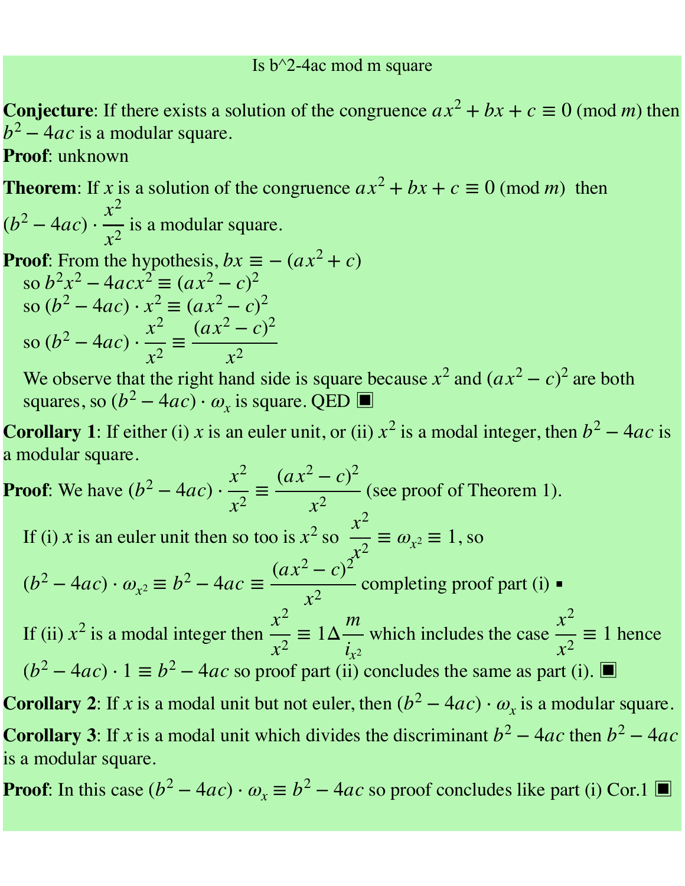Is b^2-4ac mod m square

**Conjecture**: If there exists a solution of the congruence $ax^2 + bx + c \equiv 0 \pmod{m}$ then $b^2 - 4ac$ is a modular square.
**Proof**: unknown

**Theorem**: If $x$ is a solution of the congruence $ax^2 + bx + c \equiv 0 \pmod{m}$ then $(b^2 - 4ac) \cdot \dfrac{x^2}{x^2}$ is a modular square.

**Proof**: From the hypothesis, $bx \equiv -(ax^2 + c)$

so $b^2x^2 - 4acx^2 \equiv (ax^2 - c)^2$

so $(b^2 - 4ac) \cdot x^2 \equiv (ax^2 - c)^2$

so $(b^2 - 4ac) \cdot \dfrac{x^2}{x^2} \equiv \dfrac{(ax^2 - c)^2}{x^2}$

We observe that the right hand side is square because $x^2$ and $(ax^2 - c)^2$ are both squares, so $(b^2 - 4ac) \cdot \omega_x$ is square. QED ■

**Corollary 1**: If either (i) $x$ is an euler unit, or (ii) $x^2$ is a modal integer, then $b^2 - 4ac$ is a modular square.

**Proof**: We have $(b^2 - 4ac) \cdot \dfrac{x^2}{x^2} \equiv \dfrac{(ax^2 - c)^2}{x^2}$ (see proof of Theorem 1).

If (i) $x$ is an euler unit then so too is $x^2$ so $\dfrac{x^2}{x^2} \equiv \omega_{x^2} \equiv 1$, so

$(b^2 - 4ac) \cdot \omega_{x^2} \equiv b^2 - 4ac \equiv \dfrac{(ax^2 - c)^2}{x^2}$ completing proof part (i) ▪

If (ii) $x^2$ is a modal integer then $\dfrac{x^2}{x^2} \equiv 1 \Delta \dfrac{m}{i_{x^2}}$ which includes the case $\dfrac{x^2}{x^2} \equiv 1$ hence $(b^2 - 4ac) \cdot 1 \equiv b^2 - 4ac$ so proof part (ii) concludes the same as part (i). ■

**Corollary 2**: If $x$ is a modal unit but not euler, then $(b^2 - 4ac) \cdot \omega_x$ is a modular square.

**Corollary 3**: If $x$ is a modal unit which divides the discriminant $b^2 - 4ac$ then $b^2 - 4ac$ is a modular square.

**Proof**: In this case $(b^2 - 4ac) \cdot \omega_x \equiv b^2 - 4ac$ so proof concludes like part (i) Cor.1 ■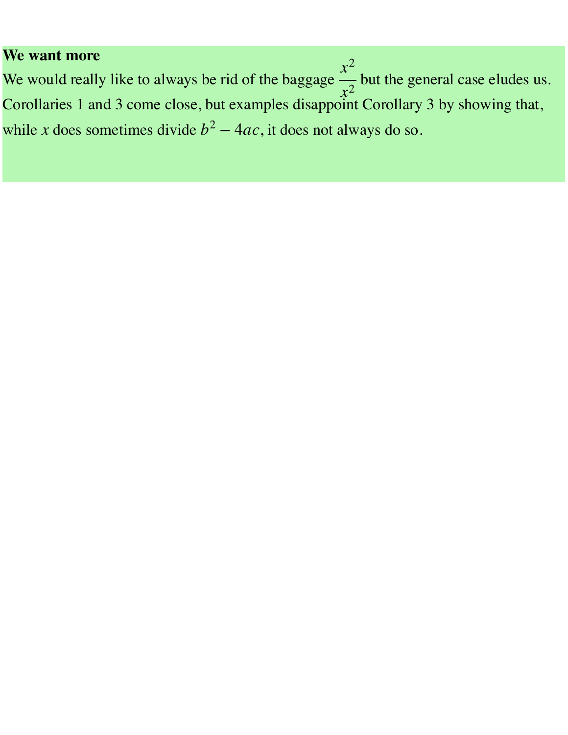**We want more**

We would really like to always be rid of the baggage $\frac{x^2}{x^2}$ but the general case eludes us. Corollaries 1 and 3 come close, but examples disappoint Corollary 3 by showing that, while $x$ does sometimes divide $b^2 - 4ac$, it does not always do so.